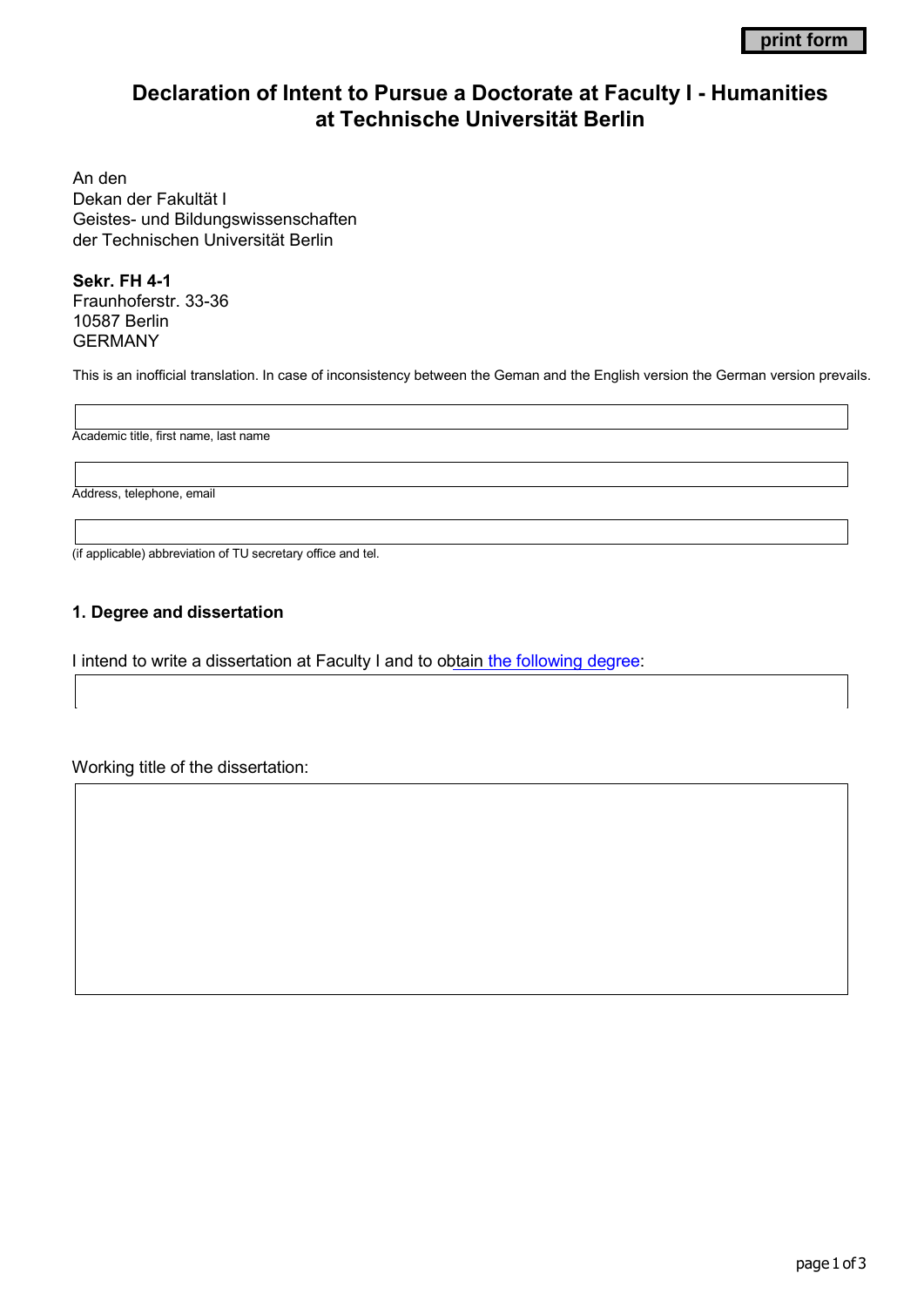print form

# Declaration of Intent to Pursue a Doctorate at Faculty I - Humanities at Technische Universität Berlin

An den
Dekan der Fakultät I
Geistes- und Bildungswissenschaften
der Technischen Universität Berlin

**Sekr. FH 4-1**
Fraunhoferstr. 33-36
10587 Berlin
GERMANY

This is an inofficial translation. In case of inconsistency between the Geman and the English version the German version prevails.

Academic title, first name, last name

Address, telephone, email

(if applicable) abbreviation of TU secretary office and tel.

## 1. Degree and dissertation

I intend to write a dissertation at Faculty I and to obtain the following degree:

Working title of the dissertation: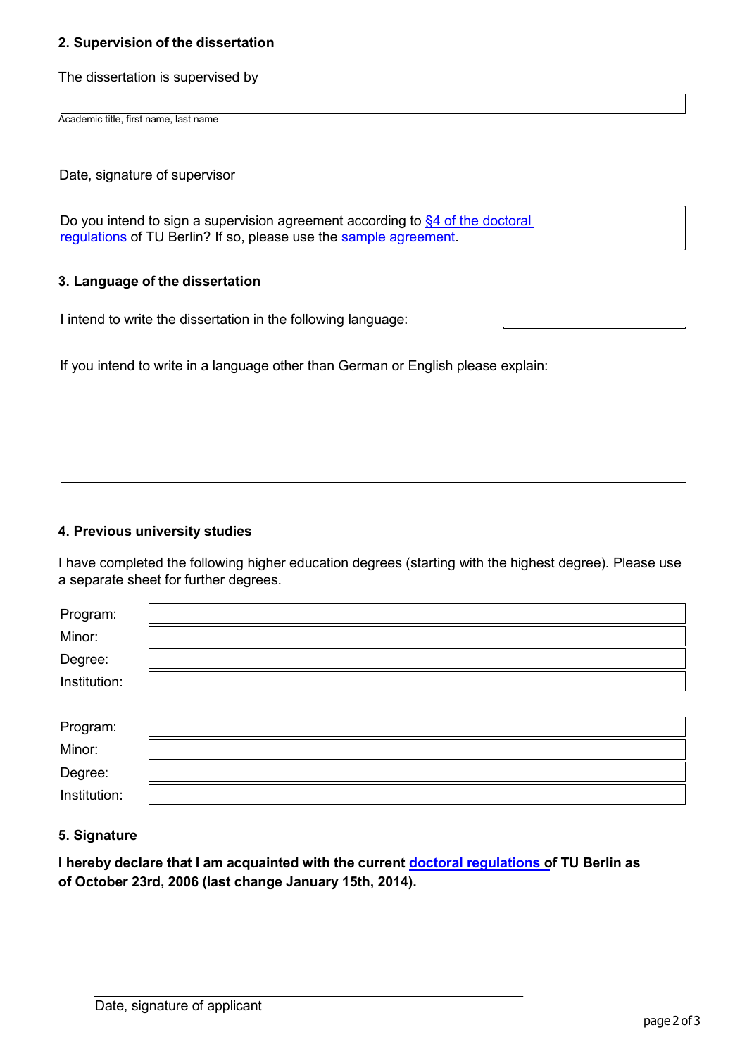## 2. Supervision of the dissertation

The dissertation is supervised by

Academic title, first name, last name

Date, signature of supervisor

Do you intend to sign a supervision agreement according to §4 of the doctoral regulations of TU Berlin? If so, please use the sample agreement.

## 3. Language of the dissertation

I intend to write the dissertation in the following language:

If you intend to write in a language other than German or English please explain:

## 4. Previous university studies

I have completed the following higher education degrees (starting with the highest degree). Please use a separate sheet for further degrees.

Program:

Minor:

Degree:

Institution:

Program:

Minor:

Degree:

Institution:

## 5. Signature

**I hereby declare that I am acquainted with the current doctoral regulations of TU Berlin as of October 23rd, 2006 (last change January 15th, 2014).**

Date, signature of applicant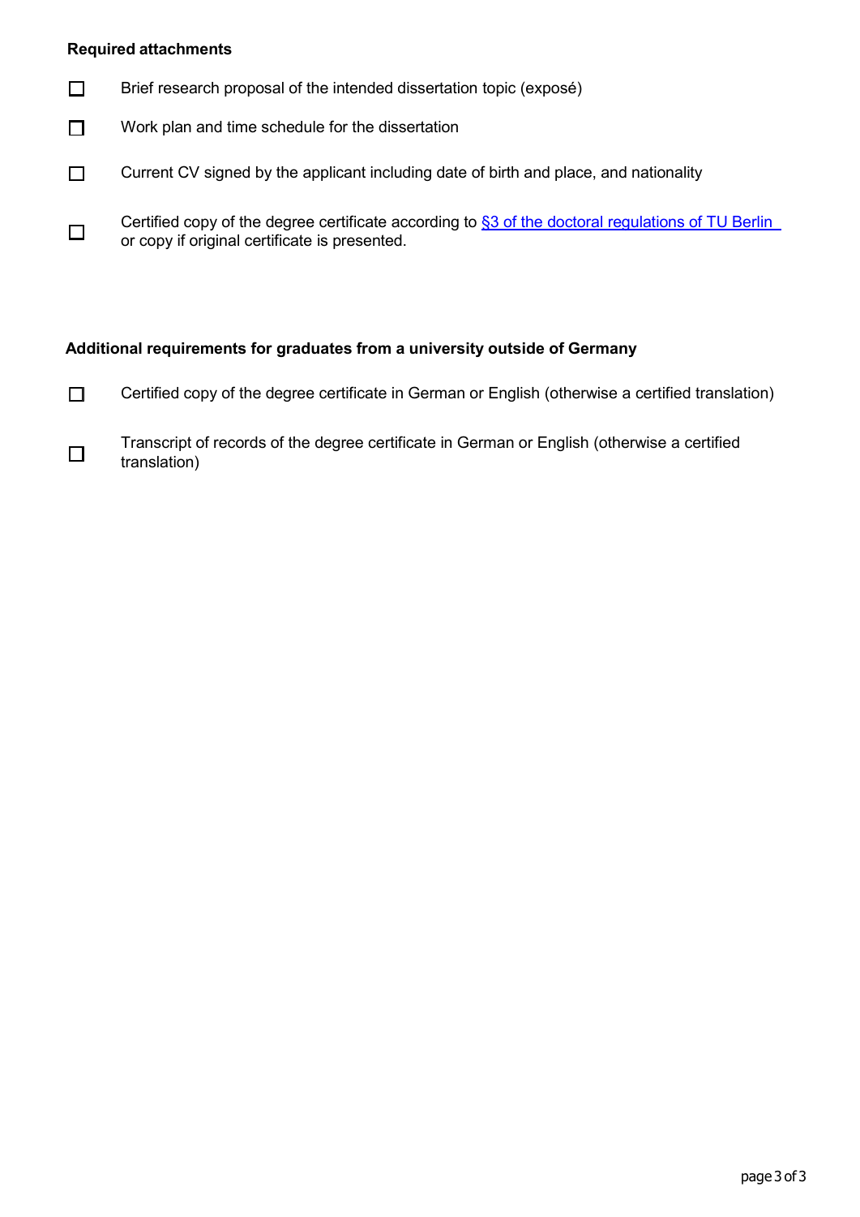**Required attachments**

- [ ] Brief research proposal of the intended dissertation topic (exposé)
- [ ] Work plan and time schedule for the dissertation
- [ ] Current CV signed by the applicant including date of birth and place, and nationality
- [ ] Certified copy of the degree certificate according to §3 of the doctoral regulations of TU Berlin or copy if original certificate is presented.

**Additional requirements for graduates from a university outside of Germany**

- [ ] Certified copy of the degree certificate in German or English (otherwise a certified translation)
- [ ] Transcript of records of the degree certificate in German or English (otherwise a certified translation)